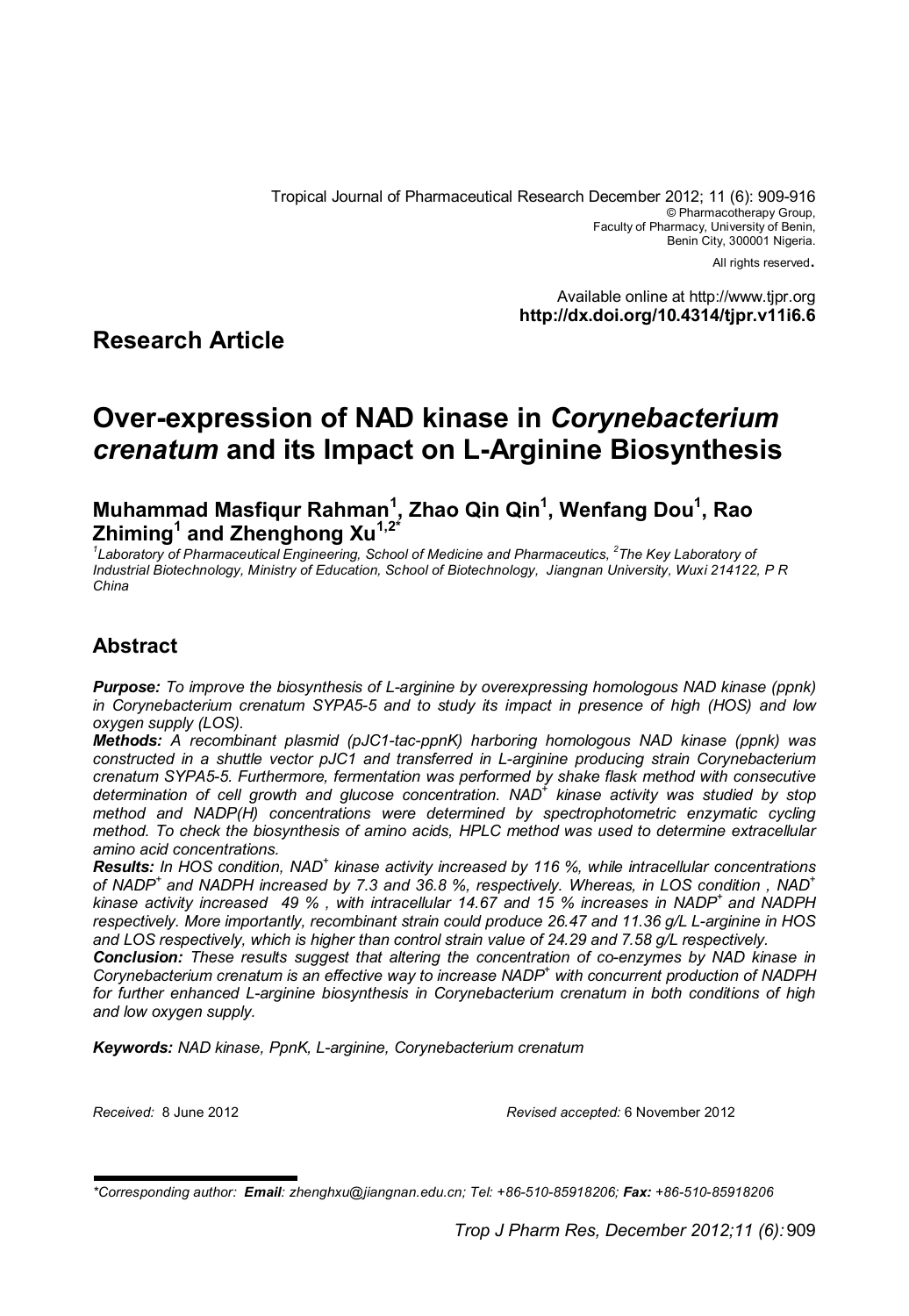© Pharmacotherapy Group,
Faculty of Pharmacy, University of Benin,
Benin City, 300001 Nigeria.

All rights reserved.

Available online at http://www.tjpr.org
**http://dx.doi.org/10.4314/tjpr.v11i6.6**

## Research Article

# Over-expression of NAD kinase in *Corynebacterium crenatum* and its Impact on L-Arginine Biosynthesis

**Muhammad Masfiqur Rahman[1], Zhao Qin Qin[1], Wenfang Dou[1], Rao Zhiming[1] and Zhenghong Xu[1,2*]**

*[1]Laboratory of Pharmaceutical Engineering, School of Medicine and Pharmaceutics, [2]The Key Laboratory of Industrial Biotechnology, Ministry of Education, School of Biotechnology, Jiangnan University, Wuxi 214122, P R China*

## Abstract

***Purpose:*** *To improve the biosynthesis of L-arginine by overexpressing homologous NAD kinase (ppnk) in Corynebacterium crenatum SYPA5-5 and to study its impact in presence of high (HOS) and low oxygen supply (LOS).*

***Methods:*** *A recombinant plasmid (pJC1-tac-ppnK) harboring homologous NAD kinase (ppnk) was constructed in a shuttle vector pJC1 and transferred in L-arginine producing strain Corynebacterium crenatum SYPA5-5. Furthermore, fermentation was performed by shake flask method with consecutive determination of cell growth and glucose concentration. $NAD^+$ kinase activity was studied by stop method and NADP(H) concentrations were determined by spectrophotometric enzymatic cycling method. To check the biosynthesis of amino acids, HPLC method was used to determine extracellular amino acid concentrations.*

***Results:*** *In HOS condition, $NAD^+$ kinase activity increased by 116 %, while intracellular concentrations of $NADP^+$ and NADPH increased by 7.3 and 36.8 %, respectively. Whereas, in LOS condition , $NAD^+$ kinase activity increased 49 % , with intracellular 14.67 and 15 % increases in $NADP^+$ and NADPH respectively. More importantly, recombinant strain could produce 26.47 and 11.36 g/L L-arginine in HOS and LOS respectively, which is higher than control strain value of 24.29 and 7.58 g/L respectively.*

***Conclusion:*** *These results suggest that altering the concentration of co-enzymes by NAD kinase in Corynebacterium crenatum is an effective way to increase $NADP^+$ with concurrent production of NADPH for further enhanced L-arginine biosynthesis in Corynebacterium crenatum in both conditions of high and low oxygen supply.*

***Keywords:*** *NAD kinase, PpnK, L-arginine, Corynebacterium crenatum*

*Received:* 8 June 2012 *Revised accepted:* 6 November 2012

*\*Corresponding author: **Email**: zhenghxu@jiangnan.edu.cn; Tel: +86-510-85918206; **Fax:** +86-510-85918206*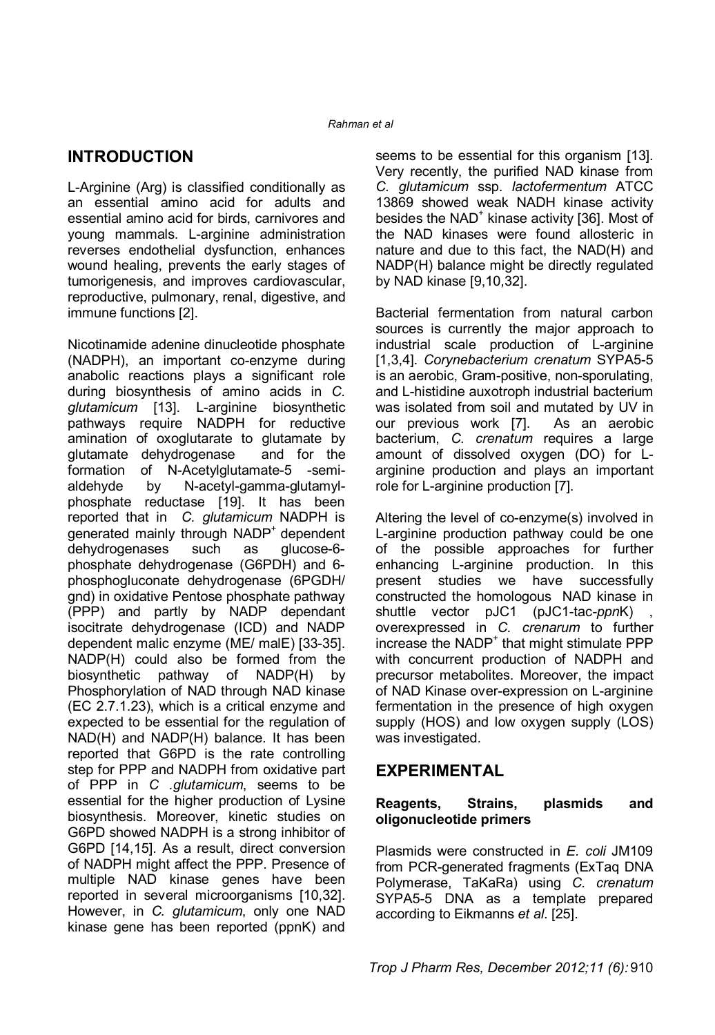## INTRODUCTION

L-Arginine (Arg) is classified conditionally as an essential amino acid for adults and essential amino acid for birds, carnivores and young mammals. L-arginine administration reverses endothelial dysfunction, enhances wound healing, prevents the early stages of tumorigenesis, and improves cardiovascular, reproductive, pulmonary, renal, digestive, and immune functions [2].

Nicotinamide adenine dinucleotide phosphate (NADPH), an important co-enzyme during anabolic reactions plays a significant role during biosynthesis of amino acids in *C. glutamicum* [13]. L-arginine biosynthetic pathways require NADPH for reductive amination of oxoglutarate to glutamate by glutamate dehydrogenase and for the formation of N-Acetylglutamate-5 -semi-aldehyde by N-acetyl-gamma-glutamyl-phosphate reductase [19]. It has been reported that in *C. glutamicum* NADPH is generated mainly through $NADP^+$ dependent dehydrogenases such as glucose-6-phosphate dehydrogenase (G6PDH) and 6-phosphogluconate dehydrogenase (6PGDH/ gnd) in oxidative Pentose phosphate pathway (PPP) and partly by NADP dependant isocitrate dehydrogenase (ICD) and NADP dependent malic enzyme (ME/ malE) [33-35]. NADP(H) could also be formed from the biosynthetic pathway of NADP(H) by Phosphorylation of NAD through NAD kinase (EC 2.7.1.23), which is a critical enzyme and expected to be essential for the regulation of NAD(H) and NADP(H) balance. It has been reported that G6PD is the rate controlling step for PPP and NADPH from oxidative part of PPP in *C .glutamicum*, seems to be essential for the higher production of Lysine biosynthesis. Moreover, kinetic studies on G6PD showed NADPH is a strong inhibitor of G6PD [14,15]. As a result, direct conversion of NADPH might affect the PPP. Presence of multiple NAD kinase genes have been reported in several microorganisms [10,32]. However, in *C. glutamicum*, only one NAD kinase gene has been reported (ppnK) and seems to be essential for this organism [13]. Very recently, the purified NAD kinase from *C. glutamicum* ssp. *lactofermentum* ATCC 13869 showed weak NADH kinase activity besides the $NAD^+$ kinase activity [36]. Most of the NAD kinases were found allosteric in nature and due to this fact, the NAD(H) and NADP(H) balance might be directly regulated by NAD kinase [9,10,32].

Bacterial fermentation from natural carbon sources is currently the major approach to industrial scale production of L-arginine [1,3,4]. *Corynebacterium crenatum* SYPA5-5 is an aerobic, Gram-positive, non-sporulating, and L-histidine auxotroph industrial bacterium was isolated from soil and mutated by UV in our previous work [7]. As an aerobic bacterium, *C. crenatum* requires a large amount of dissolved oxygen (DO) for L-arginine production and plays an important role for L-arginine production [7].

Altering the level of co-enzyme(s) involved in L-arginine production pathway could be one of the possible approaches for further enhancing L-arginine production. In this present studies we have successfully constructed the homologous NAD kinase in shuttle vector pJC1 (pJC1-tac-*ppn*K) , overexpressed in *C. crenarum* to further increase the $NADP^+$ that might stimulate PPP with concurrent production of NADPH and precursor metabolites. Moreover, the impact of NAD Kinase over-expression on L-arginine fermentation in the presence of high oxygen supply (HOS) and low oxygen supply (LOS) was investigated.

## EXPERIMENTAL

### Reagents, Strains, plasmids and oligonucleotide primers

Plasmids were constructed in *E. coli* JM109 from PCR-generated fragments (ExTaq DNA Polymerase, TaKaRa) using *C. crenatum* SYPA5-5 DNA as a template prepared according to Eikmanns *et al*. [25].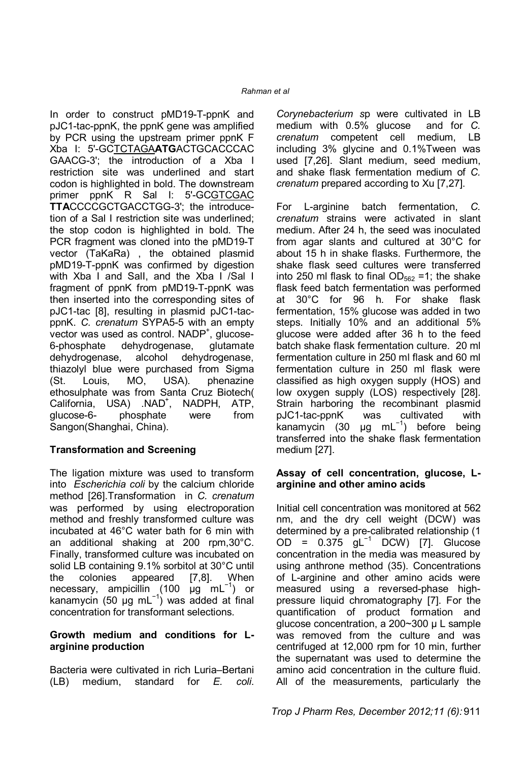In order to construct pMD19-T-ppnK and pJC1-tac-ppnK, the ppnK gene was amplified by PCR using the upstream primer ppnK F Xba I: 5'-GCTCTAGA**ATG**ACTGCACCCAC GAACG-3'; the introduction of a Xba I restriction site was underlined and start codon is highlighted in bold. The downstream primer ppnK R Sal I: 5'-GCGTCGAC **TTA**CCCCGCTGACCTGG-3'; the introducetion of a Sal I restriction site was underlined; the stop codon is highlighted in bold. The PCR fragment was cloned into the pMD19-T vector (TaKaRa) , the obtained plasmid pMD19-T-ppnK was confirmed by digestion with Xba I and SalI, and the Xba I /Sal I fragment of ppnK from pMD19-T-ppnK was then inserted into the corresponding sites of pJC1-tac [8], resulting in plasmid pJC1-tac-ppnK. *C. crenatum* SYPA5-5 with an empty vector was used as control. $NADP^+$, glucose-6-phosphate dehydrogenase, glutamate dehydrogenase, alcohol dehydrogenase, thiazolyl blue were purchased from Sigma (St. Louis, MO, USA). phenazine ethosulphate was from Santa Cruz Biotech( California, USA) .$NAD^+$, NADPH, ATP, glucose-6- phosphate were from Sangon(Shanghai, China).

**Transformation and Screening**

The ligation mixture was used to transform into *Escherichia coli* by the calcium chloride method [26].Transformation in *C. crenatum* was performed by using electroporation method and freshly transformed culture was incubated at 46°C water bath for 6 min with an additional shaking at 200 rpm,30°C. Finally, transformed culture was incubated on solid LB containing 9.1% sorbitol at 30°C until the colonies appeared [7,8]. When necessary, ampicillin (100 μg $mL^{-1}$) or kanamycin (50 μg $mL^{-1}$) was added at final concentration for transformant selections.

**Growth medium and conditions for L-arginine production**

Bacteria were cultivated in rich Luria–Bertani (LB) medium, standard for *E. coli*. *Corynebacterium s*p were cultivated in LB medium with 0.5% glucose and for *C. crenatum* competent cell medium, LB including 3% glycine and 0.1%Tween was used [7,26]. Slant medium, seed medium, and shake flask fermentation medium of *C. crenatum* prepared according to Xu [7,27].

For L-arginine batch fermentation, *C. crenatum* strains were activated in slant medium. After 24 h, the seed was inoculated from agar slants and cultured at 30°C for about 15 h in shake flasks. Furthermore, the shake flask seed cultures were transferred into 250 ml flask to final $OD_{562}$ =1; the shake flask feed batch fermentation was performed at 30°C for 96 h. For shake flask fermentation, 15% glucose was added in two steps. Initially 10% and an additional 5% glucose were added after 36 h to the feed batch shake flask fermentation culture. 20 ml fermentation culture in 250 ml flask and 60 ml fermentation culture in 250 ml flask were classified as high oxygen supply (HOS) and low oxygen supply (LOS) respectively [28]. Strain harboring the recombinant plasmid pJC1-tac-ppnK was cultivated with kanamycin (30 μg $mL^{-1}$) before being transferred into the shake flask fermentation medium [27].

**Assay of cell concentration, glucose, L-arginine and other amino acids**

Initial cell concentration was monitored at 562 nm, and the dry cell weight (DCW) was determined by a pre-calibrated relationship (1 OD = 0.375 $gL^{-1}$ DCW) [7]. Glucose concentration in the media was measured by using anthrone method (35). Concentrations of L-arginine and other amino acids were measured using a reversed-phase high-pressure liquid chromatography [7]. For the quantification of product formation and glucose concentration, a 200~300 μ L sample was removed from the culture and was centrifuged at 12,000 rpm for 10 min, further the supernatant was used to determine the amino acid concentration in the culture fluid. All of the measurements, particularly the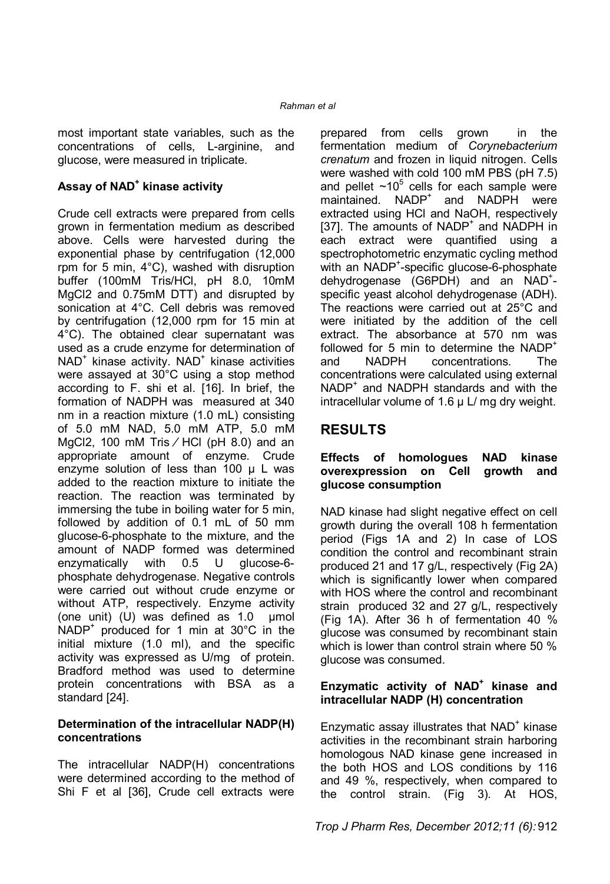most important state variables, such as the concentrations of cells, L-arginine, and glucose, were measured in triplicate.

### Assay of $NAD^+$ kinase activity

Crude cell extracts were prepared from cells grown in fermentation medium as described above. Cells were harvested during the exponential phase by centrifugation (12,000 rpm for 5 min, 4°C), washed with disruption buffer (100mM Tris/HCl, pH 8.0, 10mM MgCl2 and 0.75mM DTT) and disrupted by sonication at 4°C. Cell debris was removed by centrifugation (12,000 rpm for 15 min at 4°C). The obtained clear supernatant was used as a crude enzyme for determination of $NAD^+$ kinase activity. $NAD^+$ kinase activities were assayed at 30°C using a stop method according to F. shi et al. [16]. In brief, the formation of NADPH was measured at 340 nm in a reaction mixture (1.0 mL) consisting of 5.0 mM NAD, 5.0 mM ATP, 5.0 mM MgCl2, 100 mM Tris ⁄ HCl (pH 8.0) and an appropriate amount of enzyme. Crude enzyme solution of less than 100 μ L was added to the reaction mixture to initiate the reaction. The reaction was terminated by immersing the tube in boiling water for 5 min, followed by addition of 0.1 mL of 50 mm glucose-6-phosphate to the mixture, and the amount of NADP formed was determined enzymatically with 0.5 U glucose-6-phosphate dehydrogenase. Negative controls were carried out without crude enzyme or without ATP, respectively. Enzyme activity (one unit) (U) was defined as 1.0 µmol $NADP^+$ produced for 1 min at 30°C in the initial mixture (1.0 ml), and the specific activity was expressed as U/mg of protein. Bradford method was used to determine protein concentrations with BSA as a standard [24].

### Determination of the intracellular NADP(H) concentrations

The intracellular NADP(H) concentrations were determined according to the method of Shi F et al [36], Crude cell extracts were prepared from cells grown in the fermentation medium of *Corynebacterium crenatum* and frozen in liquid nitrogen. Cells were washed with cold 100 mM PBS (pH 7.5) and pellet ~$10^5$ cells for each sample were maintained. $NADP^+$ and NADPH were extracted using HCl and NaOH, respectively [37]. The amounts of $NADP^+$ and NADPH in each extract were quantified using a spectrophotometric enzymatic cycling method with an $NADP^+$-specific glucose-6-phosphate dehydrogenase (G6PDH) and an $NAD^+$-specific yeast alcohol dehydrogenase (ADH). The reactions were carried out at 25°C and were initiated by the addition of the cell extract. The absorbance at 570 nm was followed for 5 min to determine the $NADP^+$ and NADPH concentrations. The concentrations were calculated using external $NADP^+$ and NADPH standards and with the intracellular volume of 1.6 µ L/ mg dry weight.

## RESULTS

### Effects of homologues NAD kinase overexpression on Cell growth and glucose consumption

NAD kinase had slight negative effect on cell growth during the overall 108 h fermentation period (Figs 1A and 2) In case of LOS condition the control and recombinant strain produced 21 and 17 g/L, respectively (Fig 2A) which is significantly lower when compared with HOS where the control and recombinant strain produced 32 and 27 g/L, respectively (Fig 1A). After 36 h of fermentation 40 % glucose was consumed by recombinant stain which is lower than control strain where 50 % glucose was consumed.

### Enzymatic activity of $NAD^+$ kinase and intracellular NADP (H) concentration

Enzymatic assay illustrates that $NAD^+$ kinase activities in the recombinant strain harboring homologous NAD kinase gene increased in the both HOS and LOS conditions by 116 and 49 %, respectively, when compared to the control strain. (Fig 3). At HOS,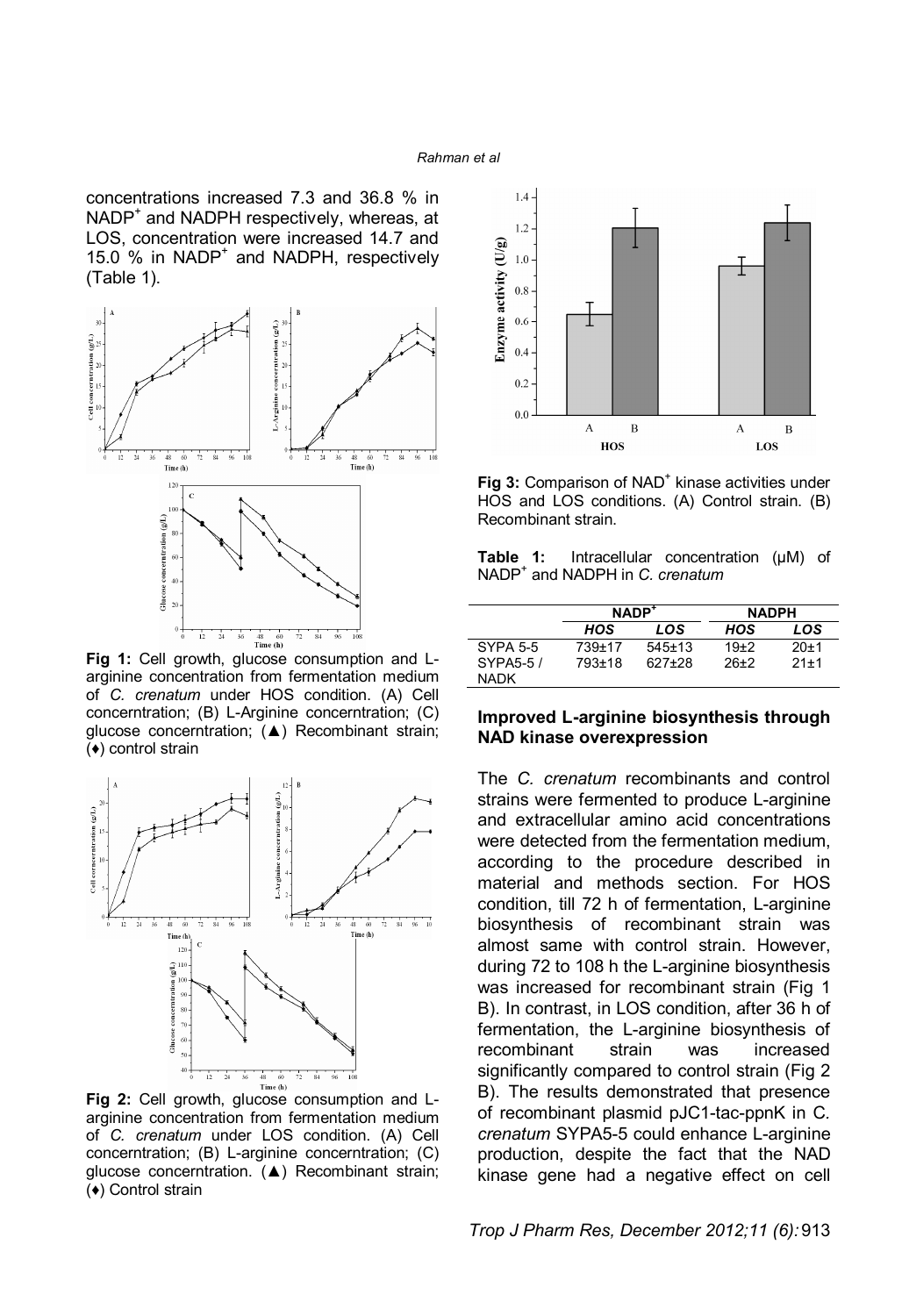concentrations increased 7.3 and 36.8 % in $NADP^+$ and NADPH respectively, whereas, at LOS, concentration were increased 14.7 and 15.0 % in $NADP^+$ and NADPH, respectively (Table 1).

**Fig 1:** Cell growth, glucose consumption and L-arginine concentration from fermentation medium of *C. crenatum* under HOS condition. (A) Cell concerntration; (B) L-Arginine concerntration; (C) glucose concerntration; (▲) Recombinant strain; (♦) control strain

**Fig 2:** Cell growth, glucose consumption and L-arginine concentration from fermentation medium of *C. crenatum* under LOS condition. (A) Cell concerntration; (B) L-arginine concerntration; (C) glucose concerntration. (▲) Recombinant strain; (♦) Control strain

**Fig 3:** Comparison of $NAD^+$ kinase activities under HOS and LOS conditions. (A) Control strain. (B) Recombinant strain.

**Table 1:** Intracellular concentration (μM) of $NADP^+$ and NADPH in *C. crenatum*

| | $NADP^+$ | | NADPH | |
|---|---|---|---|---|
| | *HOS* | *LOS* | *HOS* | *LOS* |
| SYPA 5-5 | 739±17 | 545±13 | 19±2 | 20±1 |
| SYPA5-5 / NADK | 793±18 | 627±28 | 26±2 | 21±1 |

### Improved L-arginine biosynthesis through NAD kinase overexpression

The *C. crenatum* recombinants and control strains were fermented to produce L-arginine and extracellular amino acid concentrations were detected from the fermentation medium, according to the procedure described in material and methods section. For HOS condition, till 72 h of fermentation, L-arginine biosynthesis of recombinant strain was almost same with control strain. However, during 72 to 108 h the L-arginine biosynthesis was increased for recombinant strain (Fig 1 B). In contrast, in LOS condition, after 36 h of fermentation, the L-arginine biosynthesis of recombinant strain was increased significantly compared to control strain (Fig 2 B). The results demonstrated that presence of recombinant plasmid pJC1-tac-ppnK in C. *crenatum* SYPA5-5 could enhance L-arginine production, despite the fact that the NAD kinase gene had a negative effect on cell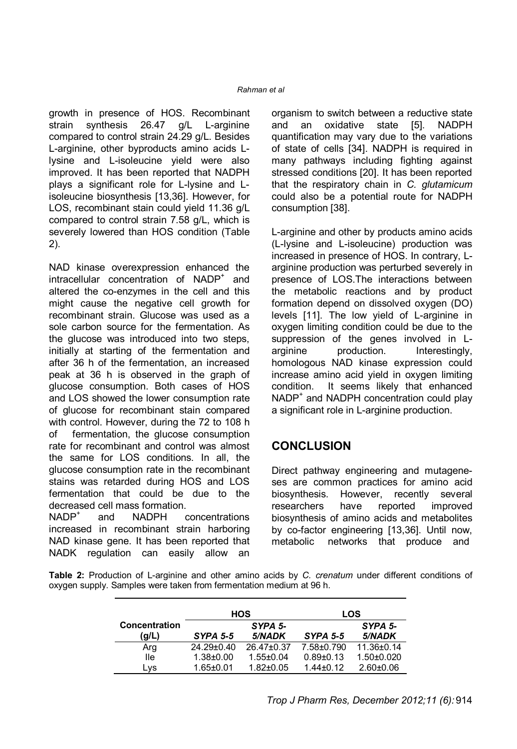growth in presence of HOS. Recombinant strain synthesis 26.47 g/L L-arginine compared to control strain 24.29 g/L. Besides L-arginine, other byproducts amino acids L-lysine and L-isoleucine yield were also improved. It has been reported that NADPH plays a significant role for L-lysine and L-isoleucine biosynthesis [13,36]. However, for LOS, recombinant stain could yield 11.36 g/L compared to control strain 7.58 g/L, which is severely lowered than HOS condition (Table 2).

NAD kinase overexpression enhanced the intracellular concentration of $NADP^+$ and altered the co-enzymes in the cell and this might cause the negative cell growth for recombinant strain. Glucose was used as a sole carbon source for the fermentation. As the glucose was introduced into two steps, initially at starting of the fermentation and after 36 h of the fermentation, an increased peak at 36 h is observed in the graph of glucose consumption. Both cases of HOS and LOS showed the lower consumption rate of glucose for recombinant stain compared with control. However, during the 72 to 108 h of fermentation, the glucose consumption rate for recombinant and control was almost the same for LOS conditions. In all, the glucose consumption rate in the recombinant stains was retarded during HOS and LOS fermentation that could be due to the decreased cell mass formation.

$NADP^+$ and NADPH concentrations increased in recombinant strain harboring NAD kinase gene. It has been reported that NADK regulation can easily allow an organism to switch between a reductive state and an oxidative state [5]. NADPH quantification may vary due to the variations of state of cells [34]. NADPH is required in many pathways including fighting against stressed conditions [20]. It has been reported that the respiratory chain in *C. glutamicum* could also be a potential route for NADPH consumption [38].

L-arginine and other by products amino acids (L-lysine and L-isoleucine) production was increased in presence of HOS. In contrary, L-arginine production was perturbed severely in presence of LOS.The interactions between the metabolic reactions and by product formation depend on dissolved oxygen (DO) levels [11]. The low yield of L-arginine in oxygen limiting condition could be due to the suppression of the genes involved in L-arginine production. Interestingly, homologous NAD kinase expression could increase amino acid yield in oxygen limiting condition. It seems likely that enhanced $NADP^+$ and NADPH concentration could play a significant role in L-arginine production.

## CONCLUSION

Direct pathway engineering and mutageneses are common practices for amino acid biosynthesis. However, recently several researchers have reported improved biosynthesis of amino acids and metabolites by co-factor engineering [13,36]. Until now, metabolic networks that produce and

**Table 2:** Production of L-arginine and other amino acids by *C. crenatum* under different conditions of oxygen supply. Samples were taken from fermentation medium at 96 h.

| Concentration (g/L) | HOS | | LOS | |
|---|---|---|---|---|
| | *SYPA 5-5* | *SYPA 5-5/NADK* | *SYPA 5-5* | *SYPA 5-5/NADK* |
| Arg | 24.29±0.40 | 26.47±0.37 | 7.58±0.790 | 11.36±0.14 |
| Ile | 1.38±0.00 | 1.55±0.04 | 0.89±0.13 | 1.50±0.020 |
| Lys | 1.65±0.01 | 1.82±0.05 | 1.44±0.12 | 2.60±0.06 |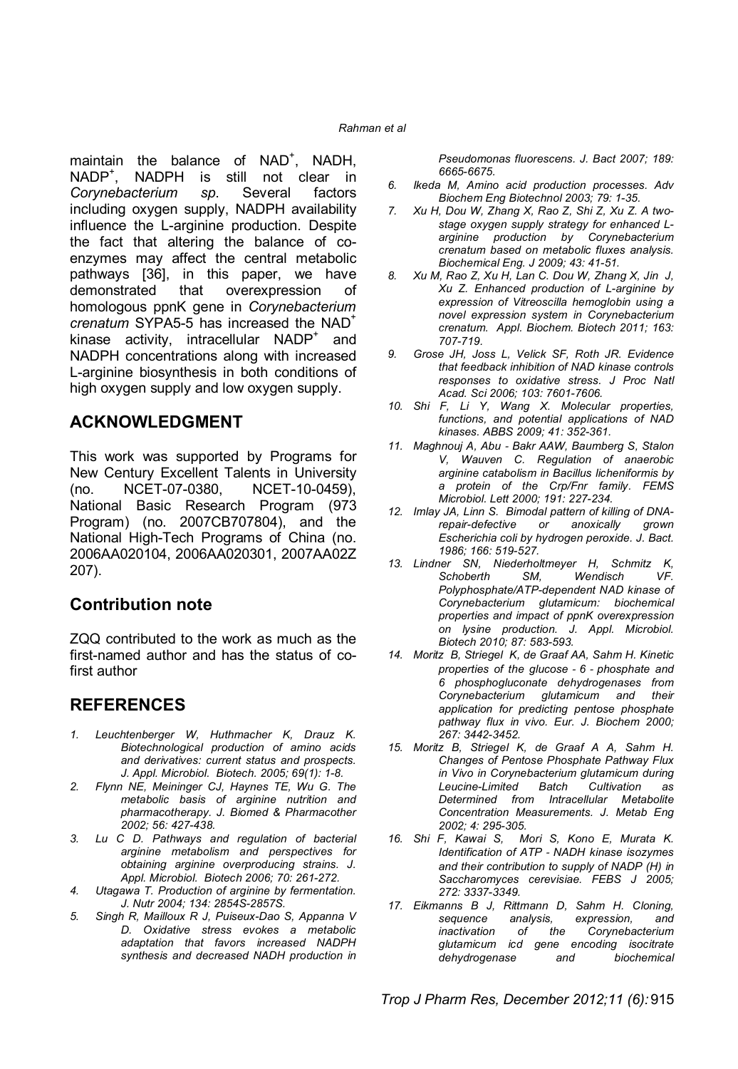maintain the balance of $NAD^+$, NADH, $NADP^+$, NADPH is still not clear in *Corynebacterium sp*. Several factors including oxygen supply, NADPH availability influence the L-arginine production. Despite the fact that altering the balance of co-enzymes may affect the central metabolic pathways [36], in this paper, we have demonstrated that overexpression of homologous ppnK gene in *Corynebacterium crenatum* SYPA5-5 has increased the $NAD^+$ kinase activity, intracellular $NADP^+$ and NADPH concentrations along with increased L-arginine biosynthesis in both conditions of high oxygen supply and low oxygen supply.

## ACKNOWLEDGMENT

This work was supported by Programs for New Century Excellent Talents in University (no. NCET-07-0380, NCET-10-0459), National Basic Research Program (973 Program) (no. 2007CB707804), and the National High-Tech Programs of China (no. 2006AA020104, 2006AA020301, 2007AA02Z 207).

## Contribution note

ZQQ contributed to the work as much as the first-named author and has the status of co-first author

## REFERENCES

1. *Leuchtenberger W, Huthmacher K, Drauz K. Biotechnological production of amino acids and derivatives: current status and prospects. J. Appl. Microbiol. Biotech. 2005; 69(1): 1-8.*
2. *Flynn NE, Meininger CJ, Haynes TE, Wu G. The metabolic basis of arginine nutrition and pharmacotherapy. J. Biomed & Pharmacother 2002; 56: 427-438.*
3. *Lu C D. Pathways and regulation of bacterial arginine metabolism and perspectives for obtaining arginine overproducing strains. J. Appl. Microbiol. Biotech 2006; 70: 261-272.*
4. *Utagawa T. Production of arginine by fermentation. J. Nutr 2004; 134: 2854S-2857S.*
5. *Singh R, Mailloux R J, Puiseux-Dao S, Appanna V D. Oxidative stress evokes a metabolic adaptation that favors increased NADPH synthesis and decreased NADH production in Pseudomonas fluorescens. J. Bact 2007; 189: 6665-6675.*
6. *Ikeda M, Amino acid production processes. Adv Biochem Eng Biotechnol 2003; 79: 1-35.*
7. *Xu H, Dou W, Zhang X, Rao Z, Shi Z, Xu Z. A two-stage oxygen supply strategy for enhanced L-arginine production by Corynebacterium crenatum based on metabolic fluxes analysis. Biochemical Eng. J 2009; 43: 41-51.*
8. *Xu M, Rao Z, Xu H, Lan C. Dou W, Zhang X, Jin J, Xu Z. Enhanced production of L-arginine by expression of Vitreoscilla hemoglobin using a novel expression system in Corynebacterium crenatum. Appl. Biochem. Biotech 2011; 163: 707-719.*
9. *Grose JH, Joss L, Velick SF, Roth JR. Evidence that feedback inhibition of NAD kinase controls responses to oxidative stress. J Proc Natl Acad. Sci 2006; 103: 7601-7606.*
10. *Shi F, Li Y, Wang X. Molecular properties, functions, and potential applications of NAD kinases. ABBS 2009; 41: 352-361.*
11. *Maghnouj A, Abu - Bakr AAW, Baumberg S, Stalon V, Wauven C. Regulation of anaerobic arginine catabolism in Bacillus licheniformis by a protein of the Crp/Fnr family. FEMS Microbiol. Lett 2000; 191: 227-234.*
12. *Imlay JA, Linn S. Bimodal pattern of killing of DNA-repair-defective or anoxically grown Escherichia coli by hydrogen peroxide. J. Bact. 1986; 166: 519-527.*
13. *Lindner SN, Niederholtmeyer H, Schmitz K, Schoberth SM, Wendisch VF. Polyphosphate/ATP-dependent NAD kinase of Corynebacterium glutamicum: biochemical properties and impact of ppnK overexpression on lysine production. J. Appl. Microbiol. Biotech 2010; 87: 583-593.*
14. *Moritz B, Striegel K, de Graaf AA, Sahm H. Kinetic properties of the glucose - 6 - phosphate and 6 phosphogluconate dehydrogenases from Corynebacterium glutamicum and their application for predicting pentose phosphate pathway flux in vivo. Eur. J. Biochem 2000; 267: 3442-3452.*
15. *Moritz B, Striegel K, de Graaf A A, Sahm H. Changes of Pentose Phosphate Pathway Flux in Vivo in Corynebacterium glutamicum during Leucine-Limited Batch Cultivation as Determined from Intracellular Metabolite Concentration Measurements. J. Metab Eng 2002; 4: 295-305.*
16. *Shi F, Kawai S, Mori S, Kono E, Murata K. Identification of ATP - NADH kinase isozymes and their contribution to supply of NADP (H) in Saccharomyces cerevisiae. FEBS J 2005; 272: 3337-3349.*
17. *Eikmanns B J, Rittmann D, Sahm H. Cloning, sequence analysis, expression, and inactivation of the Corynebacterium glutamicum icd gene encoding isocitrate dehydrogenase and biochemical*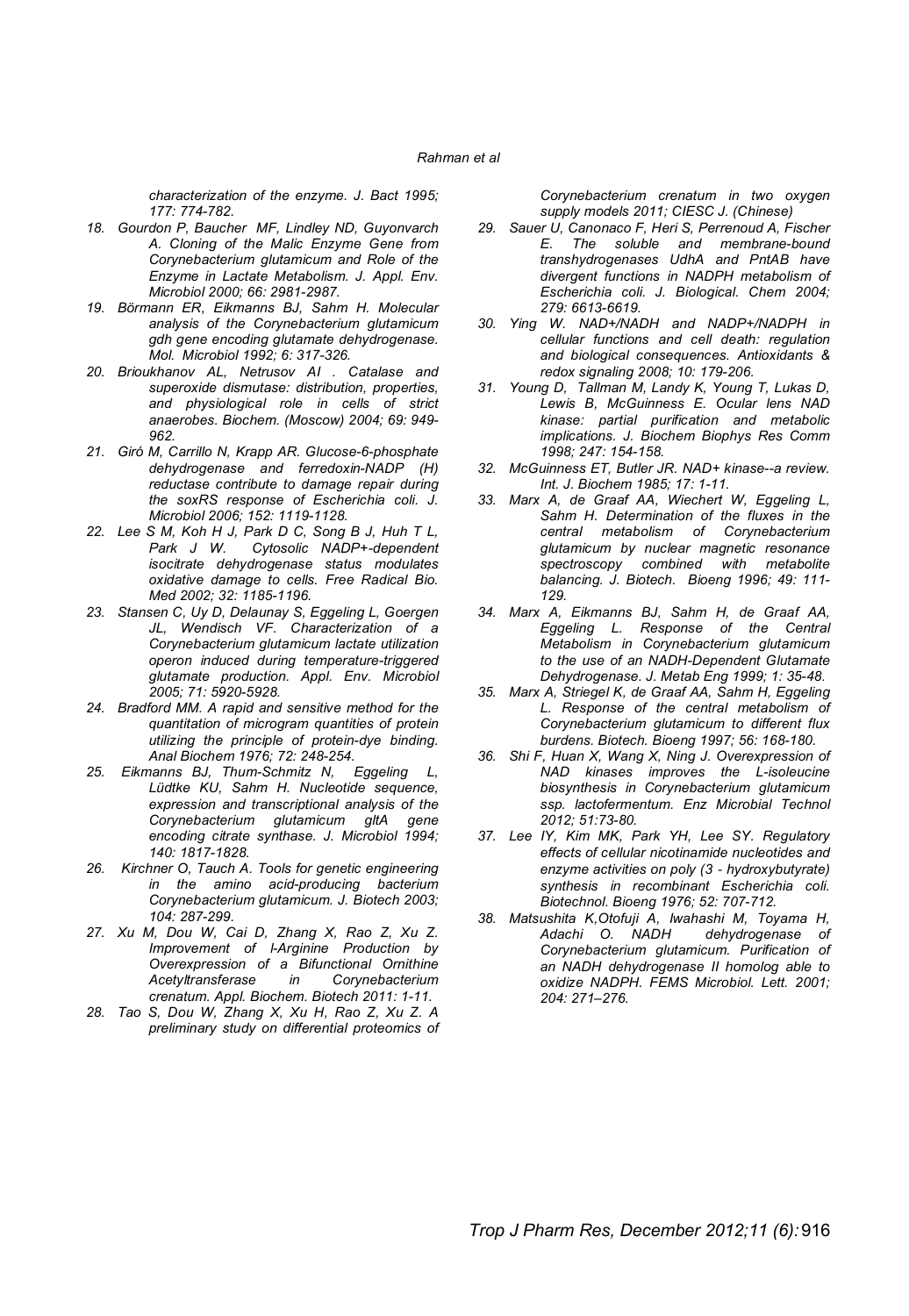characterization of the enzyme. J. Bact 1995; 177: 774-782.

18. Gourdon P, Baucher MF, Lindley ND, Guyonvarch A. Cloning of the Malic Enzyme Gene from Corynebacterium glutamicum and Role of the Enzyme in Lactate Metabolism. J. Appl. Env. Microbiol 2000; 66: 2981-2987.
19. Börmann ER, Eikmanns BJ, Sahm H. Molecular analysis of the Corynebacterium glutamicum gdh gene encoding glutamate dehydrogenase. Mol. Microbiol 1992; 6: 317-326.
20. Brioukhanov AL, Netrusov AI . Catalase and superoxide dismutase: distribution, properties, and physiological role in cells of strict anaerobes. Biochem. (Moscow) 2004; 69: 949-962.
21. Giró M, Carrillo N, Krapp AR. Glucose-6-phosphate dehydrogenase and ferredoxin-NADP (H) reductase contribute to damage repair during the soxRS response of Escherichia coli. J. Microbiol 2006; 152: 1119-1128.
22. Lee S M, Koh H J, Park D C, Song B J, Huh T L, Park J W. Cytosolic NADP+-dependent isocitrate dehydrogenase status modulates oxidative damage to cells. Free Radical Bio. Med 2002; 32: 1185-1196.
23. Stansen C, Uy D, Delaunay S, Eggeling L, Goergen JL, Wendisch VF. Characterization of a Corynebacterium glutamicum lactate utilization operon induced during temperature-triggered glutamate production. Appl. Env. Microbiol 2005; 71: 5920-5928.
24. Bradford MM. A rapid and sensitive method for the quantitation of microgram quantities of protein utilizing the principle of protein-dye binding. Anal Biochem 1976; 72: 248-254.
25. Eikmanns BJ, Thum-Schmitz N, Eggeling L, Lüdtke KU, Sahm H. Nucleotide sequence, expression and transcriptional analysis of the Corynebacterium glutamicum gltA gene encoding citrate synthase. J. Microbiol 1994; 140: 1817-1828.
26. Kirchner O, Tauch A. Tools for genetic engineering in the amino acid-producing bacterium Corynebacterium glutamicum. J. Biotech 2003; 104: 287-299.
27. Xu M, Dou W, Cai D, Zhang X, Rao Z, Xu Z. Improvement of l-Arginine Production by Overexpression of a Bifunctional Ornithine Acetyltransferase in Corynebacterium crenatum. Appl. Biochem. Biotech 2011: 1-11.
28. Tao S, Dou W, Zhang X, Xu H, Rao Z, Xu Z. A preliminary study on differential proteomics of Corynebacterium crenatum in two oxygen supply models 2011; CIESC J. (Chinese)
29. Sauer U, Canonaco F, Heri S, Perrenoud A, Fischer E. The soluble and membrane-bound transhydrogenases UdhA and PntAB have divergent functions in NADPH metabolism of Escherichia coli. J. Biological. Chem 2004; 279: 6613-6619.
30. Ying W. NAD+/NADH and NADP+/NADPH in cellular functions and cell death: regulation and biological consequences. Antioxidants & redox signaling 2008; 10: 179-206.
31. Young D, Tallman M, Landy K, Young T, Lukas D, Lewis B, McGuinness E. Ocular lens NAD kinase: partial purification and metabolic implications. J. Biochem Biophys Res Comm 1998; 247: 154-158.
32. McGuinness ET, Butler JR. NAD+ kinase--a review. Int. J. Biochem 1985; 17: 1-11.
33. Marx A, de Graaf AA, Wiechert W, Eggeling L, Sahm H. Determination of the fluxes in the central metabolism of Corynebacterium glutamicum by nuclear magnetic resonance spectroscopy combined with metabolite balancing. J. Biotech. Bioeng 1996; 49: 111-129.
34. Marx A, Eikmanns BJ, Sahm H, de Graaf AA, Eggeling L. Response of the Central Metabolism in Corynebacterium glutamicum to the use of an NADH-Dependent Glutamate Dehydrogenase. J. Metab Eng 1999; 1: 35-48.
35. Marx A, Striegel K, de Graaf AA, Sahm H, Eggeling L. Response of the central metabolism of Corynebacterium glutamicum to different flux burdens. Biotech. Bioeng 1997; 56: 168-180.
36. Shi F, Huan X, Wang X, Ning J. Overexpression of NAD kinases improves the L-isoleucine biosynthesis in Corynebacterium glutamicum ssp. lactofermentum. Enz Microbial Technol 2012; 51:73-80.
37. Lee IY, Kim MK, Park YH, Lee SY. Regulatory effects of cellular nicotinamide nucleotides and enzyme activities on poly (3 - hydroxybutyrate) synthesis in recombinant Escherichia coli. Biotechnol. Bioeng 1976; 52: 707-712.
38. Matsushita K,Otofuji A, Iwahashi M, Toyama H, Adachi O. NADH dehydrogenase of Corynebacterium glutamicum. Purification of an NADH dehydrogenase II homolog able to oxidize NADPH. FEMS Microbiol. Lett. 2001; 204: 271–276.